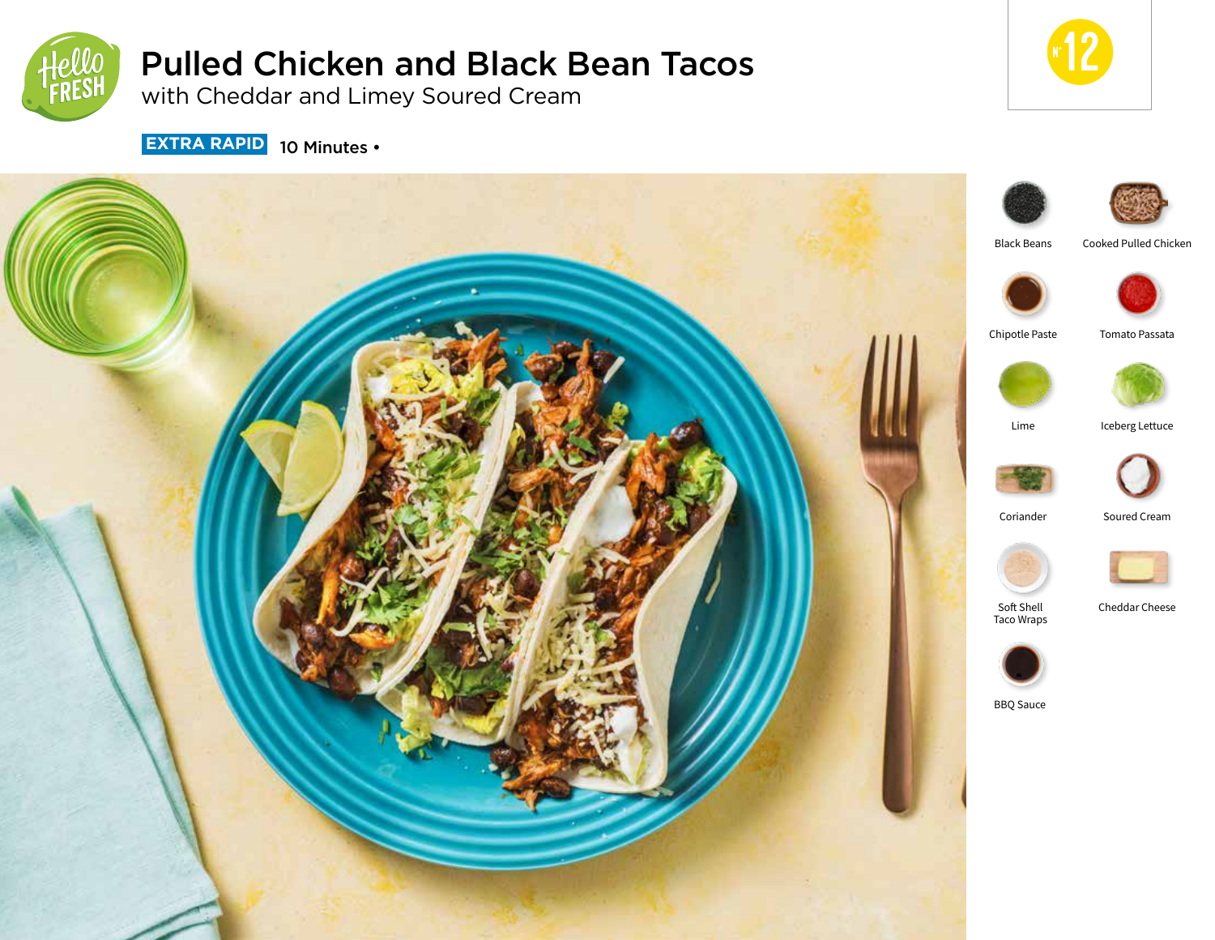# Pulled Chicken and Black Bean Tacos

with Cheddar and Limey Soured Cream

**EXTRA RAPID** 10 Minutes •

Nº 12

- Black Beans
- Cooked Pulled Chicken
- Chipotle Paste
- Tomato Passata
- Lime
- Iceberg Lettuce
- Coriander
- Soured Cream
- Soft Shell Taco Wraps
- Cheddar Cheese
- BBQ Sauce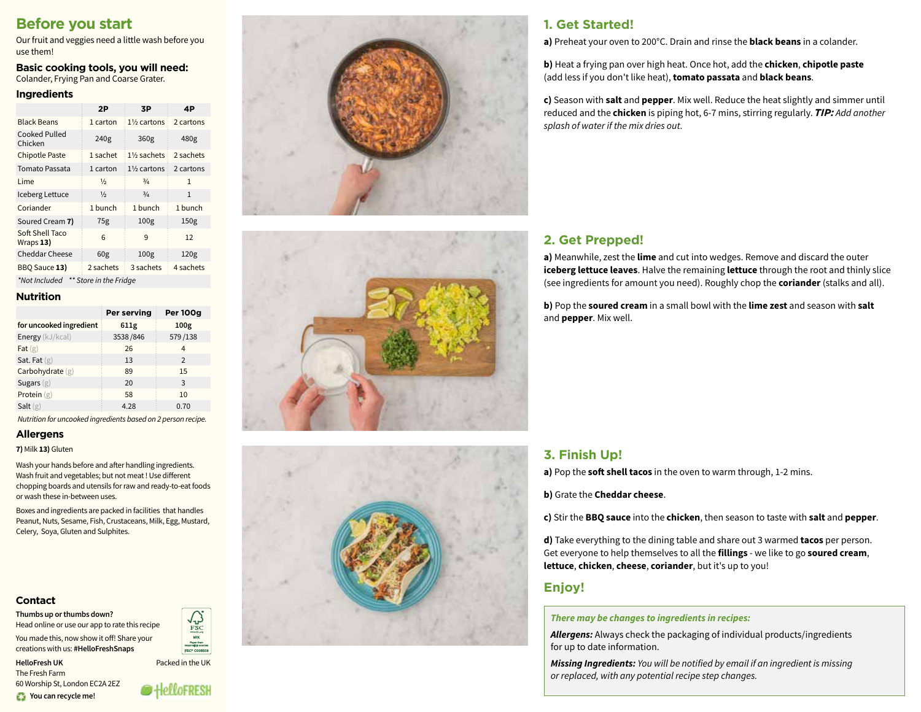## Before you start

Our fruit and veggies need a little wash before you use them!

### Basic cooking tools, you will need:

Colander, Frying Pan and Coarse Grater.

### Ingredients

| | 2P | 3P | 4P |
|---|---|---|---|
| Black Beans | 1 carton | 1½ cartons | 2 cartons |
| Cooked Pulled Chicken | 240g | 360g | 480g |
| Chipotle Paste | 1 sachet | 1½ sachets | 2 sachets |
| Tomato Passata | 1 carton | 1½ cartons | 2 cartons |
| Lime | ½ | ¾ | 1 |
| Iceberg Lettuce | ½ | ¾ | 1 |
| Coriander | 1 bunch | 1 bunch | 1 bunch |
| Soured Cream **7)** | 75g | 100g | 150g |
| Soft Shell Taco Wraps **13)** | 6 | 9 | 12 |
| Cheddar Cheese | 60g | 100g | 120g |
| BBQ Sauce **13)** | 2 sachets | 3 sachets | 4 sachets |

*\*Not Included* *\*\* Store in the Fridge*

### Nutrition

| | Per serving | Per 100g |
|---|---|---|
| **for uncooked ingredient** | **611g** | **100g** |
| Energy (kJ/kcal) | 3538 /846 | 579 /138 |
| Fat (g) | 26 | 4 |
| Sat. Fat (g) | 13 | 2 |
| Carbohydrate (g) | 89 | 15 |
| Sugars (g) | 20 | 3 |
| Protein (g) | 58 | 10 |
| Salt (g) | 4.28 | 0.70 |

*Nutrition for uncooked ingredients based on 2 person recipe.*

### Allergens

**7)** Milk **13)** Gluten

Wash your hands before and after handling ingredients. Wash fruit and vegetables; but not meat ! Use different chopping boards and utensils for raw and ready-to-eat foods or wash these in-between uses.

Boxes and ingredients are packed in facilities that handles Peanut, Nuts, Sesame, Fish, Crustaceans, Milk, Egg, Mustard, Celery, Soya, Gluten and Sulphites.

### Contact

**Thumbs up or thumbs down?**
Head online or use our app to rate this recipe

You made this, now show it off! Share your creations with us: **#HelloFreshSnaps**

**HelloFresh UK**
The Fresh Farm
60 Worship St, London EC2A 2EZ

Packed in the UK

**You can recycle me!**

## 1. Get Started!

**a)** Preheat your oven to 200°C. Drain and rinse the **black beans** in a colander.

**b)** Heat a frying pan over high heat. Once hot, add the **chicken**, **chipotle paste** (add less if you don't like heat), **tomato passata** and **black beans**.

**c)** Season with **salt** and **pepper**. Mix well. Reduce the heat slightly and simmer until reduced and the **chicken** is piping hot, 6-7 mins, stirring regularly. ***TIP:*** *Add another splash of water if the mix dries out.*

## 2. Get Prepped!

**a)** Meanwhile, zest the **lime** and cut into wedges. Remove and discard the outer **iceberg lettuce leaves**. Halve the remaining **lettuce** through the root and thinly slice (see ingredients for amount you need). Roughly chop the **coriander** (stalks and all).

**b)** Pop the **soured cream** in a small bowl with the **lime zest** and season with **salt** and **pepper**. Mix well.

## 3. Finish Up!

**a)** Pop the **soft shell tacos** in the oven to warm through, 1-2 mins.

**b)** Grate the **Cheddar cheese**.

**c)** Stir the **BBQ sauce** into the **chicken**, then season to taste with **salt** and **pepper**.

**d)** Take everything to the dining table and share out 3 warmed **tacos** per person. Get everyone to help themselves to all the **fillings** - we like to go **soured cream**, **lettuce**, **chicken**, **cheese**, **coriander**, but it's up to you!

## Enjoy!

***There may be changes to ingredients in recipes:***

***Allergens:*** Always check the packaging of individual products/ingredients for up to date information.

***Missing Ingredients:*** *You will be notified by email if an ingredient is missing or replaced, with any potential recipe step changes.*